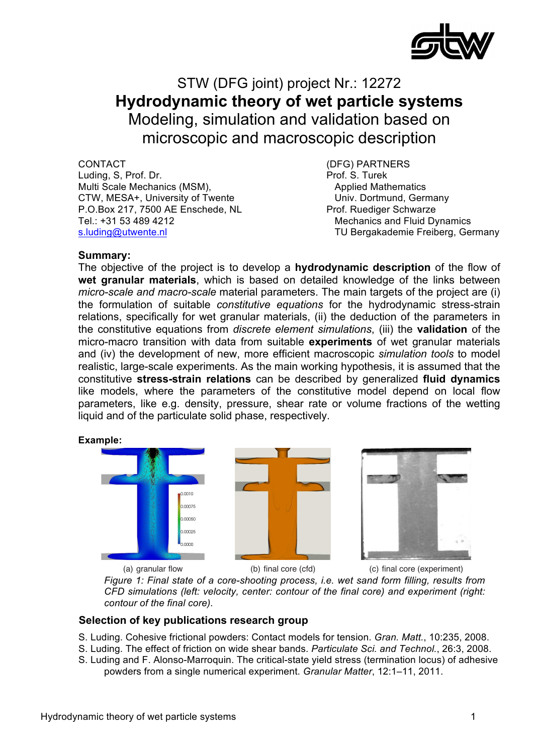# STW (DFG joint) project Nr.: 12272

# Hydrodynamic theory of wet particle systems

## Modeling, simulation and validation based on microscopic and macroscopic description

CONTACT
Luding, S, Prof. Dr.
Multi Scale Mechanics (MSM),
CTW, MESA+, University of Twente
P.O.Box 217, 7500 AE Enschede, NL
Tel.: +31 53 489 4212
s.luding@utwente.nl

(DFG) PARTNERS
Prof. S. Turek
Applied Mathematics
Univ. Dortmund, Germany
Prof. Ruediger Schwarze
Mechanics and Fluid Dynamics
TU Bergakademie Freiberg, Germany

**Summary:**

The objective of the project is to develop a **hydrodynamic description** of the flow of **wet granular materials**, which is based on detailed knowledge of the links between *micro-scale and macro-scale* material parameters. The main targets of the project are (i) the formulation of suitable *constitutive equations* for the hydrodynamic stress-strain relations, specifically for wet granular materials, (ii) the deduction of the parameters in the constitutive equations from *discrete element simulations*, (iii) the **validation** of the micro-macro transition with data from suitable **experiments** of wet granular materials and (iv) the development of new, more efficient macroscopic *simulation tools* to model realistic, large-scale experiments. As the main working hypothesis, it is assumed that the constitutive **stress-strain relations** can be described by generalized **fluid dynamics** like models, where the parameters of the constitutive model depend on local flow parameters, like e.g. density, pressure, shear rate or volume fractions of the wetting liquid and of the particulate solid phase, respectively.

**Example:**

(a) granular flow (b) final core (cfd) (c) final core (experiment)

*Figure 1: Final state of a core-shooting process, i.e. wet sand form filling, results from CFD simulations (left: velocity, center: contour of the final core) and experiment (right: contour of the final core).*

### Selection of key publications research group

S. Luding. Cohesive frictional powders: Contact models for tension. *Gran. Matt.*, 10:235, 2008.
S. Luding. The effect of friction on wide shear bands. *Particulate Sci. and Technol.*, 26:3, 2008.
S. Luding and F. Alonso-Marroquin. The critical-state yield stress (termination locus) of adhesive powders from a single numerical experiment. *Granular Matter*, 12:1–11, 2011.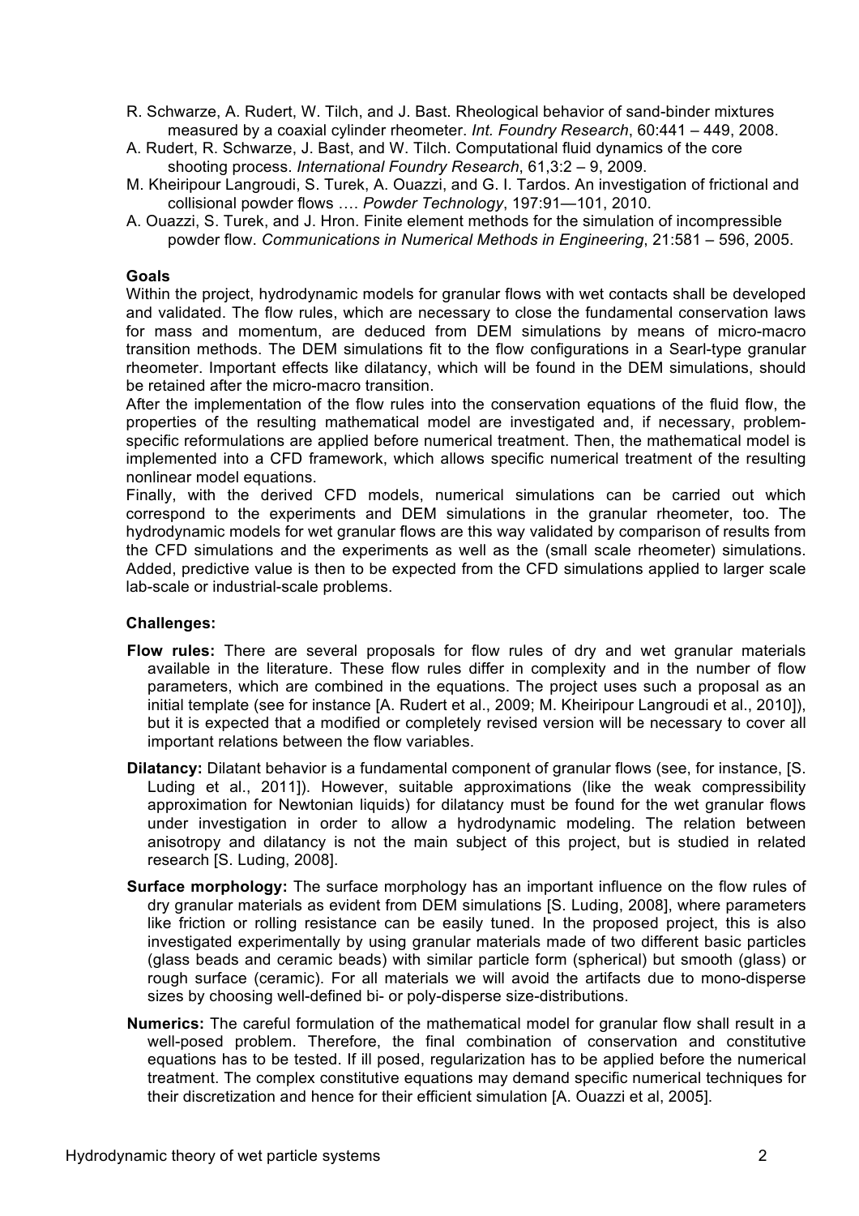R. Schwarze, A. Rudert, W. Tilch, and J. Bast. Rheological behavior of sand-binder mixtures measured by a coaxial cylinder rheometer. *Int. Foundry Research*, 60:441 – 449, 2008.

A. Rudert, R. Schwarze, J. Bast, and W. Tilch. Computational fluid dynamics of the core shooting process. *International Foundry Research*, 61,3:2 – 9, 2009.

M. Kheiripour Langroudi, S. Turek, A. Ouazzi, and G. I. Tardos. An investigation of frictional and collisional powder flows …. *Powder Technology*, 197:91—101, 2010.

A. Ouazzi, S. Turek, and J. Hron. Finite element methods for the simulation of incompressible powder flow. *Communications in Numerical Methods in Engineering*, 21:581 – 596, 2005.

**Goals**

Within the project, hydrodynamic models for granular flows with wet contacts shall be developed and validated. The flow rules, which are necessary to close the fundamental conservation laws for mass and momentum, are deduced from DEM simulations by means of micro-macro transition methods. The DEM simulations fit to the flow configurations in a Searl-type granular rheometer. Important effects like dilatancy, which will be found in the DEM simulations, should be retained after the micro-macro transition.

After the implementation of the flow rules into the conservation equations of the fluid flow, the properties of the resulting mathematical model are investigated and, if necessary, problem-specific reformulations are applied before numerical treatment. Then, the mathematical model is implemented into a CFD framework, which allows specific numerical treatment of the resulting nonlinear model equations.

Finally, with the derived CFD models, numerical simulations can be carried out which correspond to the experiments and DEM simulations in the granular rheometer, too. The hydrodynamic models for wet granular flows are this way validated by comparison of results from the CFD simulations and the experiments as well as the (small scale rheometer) simulations. Added, predictive value is then to be expected from the CFD simulations applied to larger scale lab-scale or industrial-scale problems.

**Challenges:**

**Flow rules:** There are several proposals for flow rules of dry and wet granular materials available in the literature. These flow rules differ in complexity and in the number of flow parameters, which are combined in the equations. The project uses such a proposal as an initial template (see for instance [A. Rudert et al., 2009; M. Kheiripour Langroudi et al., 2010]), but it is expected that a modified or completely revised version will be necessary to cover all important relations between the flow variables.

**Dilatancy:** Dilatant behavior is a fundamental component of granular flows (see, for instance, [S. Luding et al., 2011]). However, suitable approximations (like the weak compressibility approximation for Newtonian liquids) for dilatancy must be found for the wet granular flows under investigation in order to allow a hydrodynamic modeling. The relation between anisotropy and dilatancy is not the main subject of this project, but is studied in related research [S. Luding, 2008].

**Surface morphology:** The surface morphology has an important influence on the flow rules of dry granular materials as evident from DEM simulations [S. Luding, 2008], where parameters like friction or rolling resistance can be easily tuned. In the proposed project, this is also investigated experimentally by using granular materials made of two different basic particles (glass beads and ceramic beads) with similar particle form (spherical) but smooth (glass) or rough surface (ceramic). For all materials we will avoid the artifacts due to mono-disperse sizes by choosing well-defined bi- or poly-disperse size-distributions.

**Numerics:** The careful formulation of the mathematical model for granular flow shall result in a well-posed problem. Therefore, the final combination of conservation and constitutive equations has to be tested. If ill posed, regularization has to be applied before the numerical treatment. The complex constitutive equations may demand specific numerical techniques for their discretization and hence for their efficient simulation [A. Ouazzi et al, 2005].